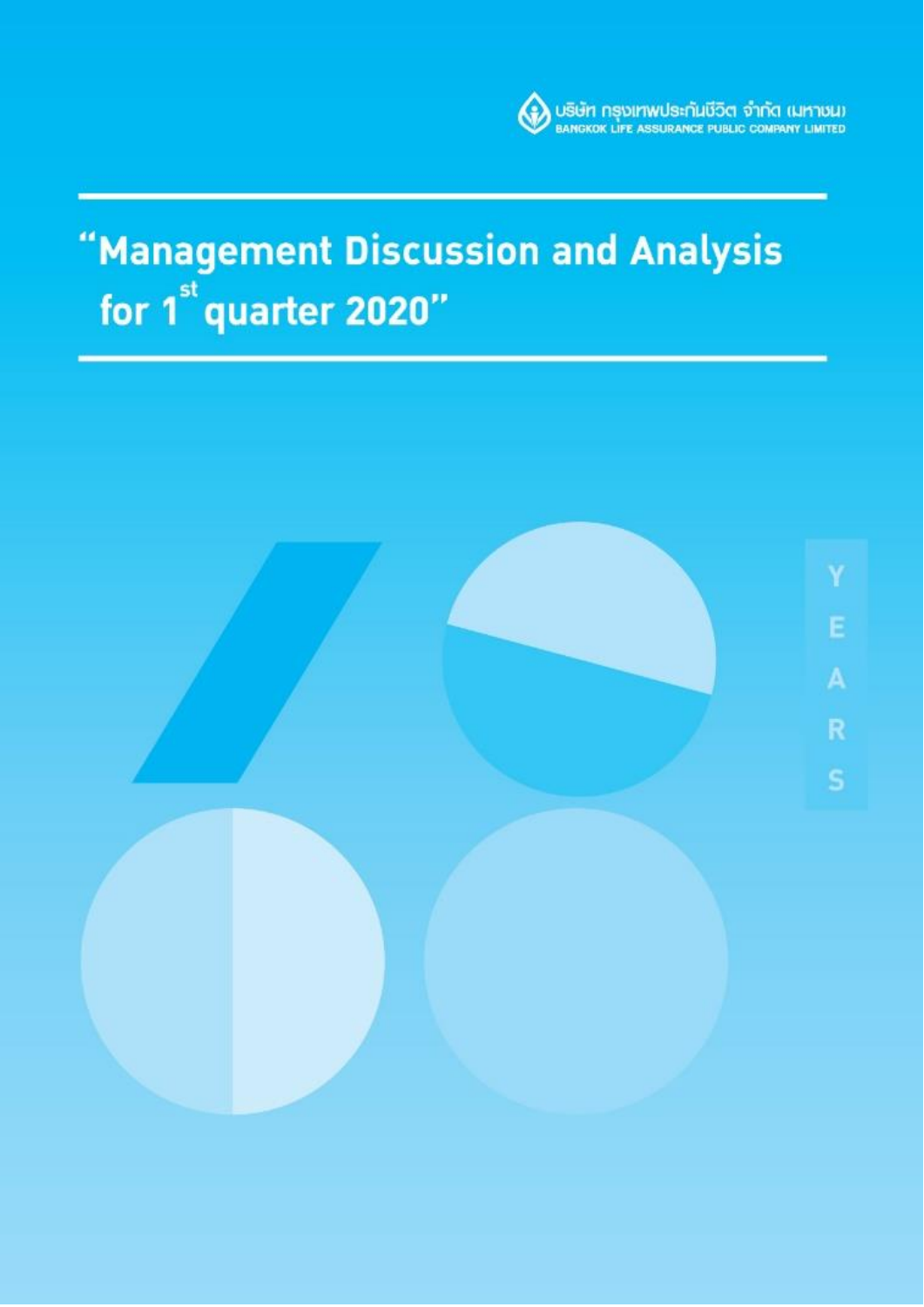บริษัท กรุงเทพประกันชีวิต จำกัด (มหาชน)
BANGKOK LIFE ASSURANCE PUBLIC COMPANY LIMITED

# "Management Discussion and Analysis for 1st quarter 2020"

YEARS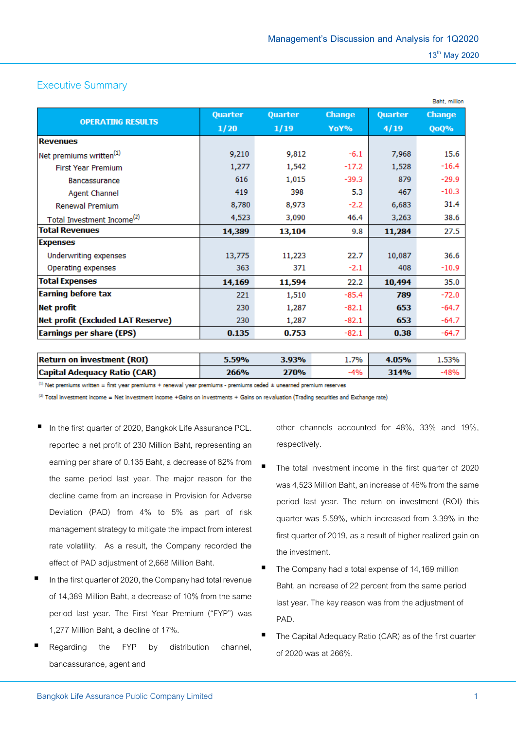# Management's Discussion and Analysis for 1Q2020

13th May 2020

## Executive Summary

Baht, million

| OPERATING RESULTS | Quarter 1/20 | Quarter 1/19 | Change YoY% | Quarter 4/19 | Change QoQ% |
|---|---|---|---|---|---|
| **Revenues** | | | | | |
| Net premiums written[1] | 9,210 | 9,812 | -6.1 | 7,968 | 15.6 |
| First Year Premium | 1,277 | 1,542 | -17.2 | 1,528 | -16.4 |
| Bancassurance | 616 | 1,015 | -39.3 | 879 | -29.9 |
| Agent Channel | 419 | 398 | 5.3 | 467 | -10.3 |
| Renewal Premium | 8,780 | 8,973 | -2.2 | 6,683 | 31.4 |
| Total Investment Income[2] | 4,523 | 3,090 | 46.4 | 3,263 | 38.6 |
| **Total Revenues** | **14,389** | **13,104** | 9.8 | **11,284** | 27.5 |
| **Expenses** | | | | | |
| Underwriting expenses | 13,775 | 11,223 | 22.7 | 10,087 | 36.6 |
| Operating expenses | 363 | 371 | -2.1 | 408 | -10.9 |
| **Total Expenses** | **14,169** | **11,594** | 22.2 | **10,494** | 35.0 |
| **Earning before tax** | 221 | 1,510 | -85.4 | **789** | -72.0 |
| **Net profit** | 230 | 1,287 | -82.1 | **653** | -64.7 |
| **Net profit (Excluded LAT Reserve)** | 230 | 1,287 | -82.1 | **653** | -64.7 |
| **Earnings per share (EPS)** | **0.135** | **0.753** | -82.1 | **0.38** | -64.7 |

| | | | | | |
|---|---|---|---|---|---|
| **Return on investment (ROI)** | **5.59%** | **3.93%** | 1.7% | **4.05%** | 1.53% |
| **Capital Adequacy Ratio (CAR)** | **266%** | **270%** | -4% | **314%** | -48% |

[1] Net premiums written = first year premiums + renewal year premiums - premiums ceded ± unearned premium reserves

[2] Total investment income = Net investment income +Gains on investments + Gains on revaluation (Trading securities and Exchange rate)

- In the first quarter of 2020, Bangkok Life Assurance PCL. reported a net profit of 230 Million Baht, representing an earning per share of 0.135 Baht, a decrease of 82% from the same period last year. The major reason for the decline came from an increase in Provision for Adverse Deviation (PAD) from 4% to 5% as part of risk management strategy to mitigate the impact from interest rate volatility. As a result, the Company recorded the effect of PAD adjustment of 2,668 Million Baht.
- In the first quarter of 2020, the Company had total revenue of 14,389 Million Baht, a decrease of 10% from the same period last year. The First Year Premium ("FYP") was 1,277 Million Baht, a decline of 17%.
- Regarding the FYP by distribution channel, bancassurance, agent and other channels accounted for 48%, 33% and 19%, respectively.
- The total investment income in the first quarter of 2020 was 4,523 Million Baht, an increase of 46% from the same period last year. The return on investment (ROI) this quarter was 5.59%, which increased from 3.39% in the first quarter of 2019, as a result of higher realized gain on the investment.
- The Company had a total expense of 14,169 million Baht, an increase of 22 percent from the same period last year. The key reason was from the adjustment of PAD.
- The Capital Adequacy Ratio (CAR) as of the first quarter of 2020 was at 266%.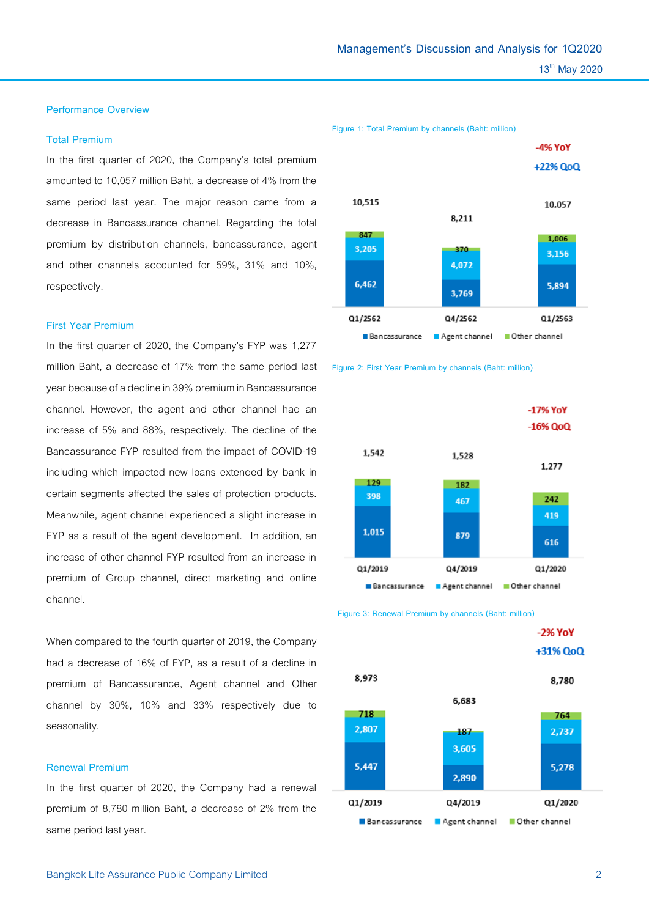## Performance Overview

### Total Premium

In the first quarter of 2020, the Company's total premium amounted to 10,057 million Baht, a decrease of 4% from the same period last year. The major reason came from a decrease in Bancassurance channel. Regarding the total premium by distribution channels, bancassurance, agent and other channels accounted for 59%, 31% and 10%, respectively.

Figure 1: Total Premium by channels (Baht: million)

-4% YoY
+22% QoQ

| | Q1/2562 | Q4/2562 | Q1/2563 |
|---|---|---|---|
| Bancassurance | 6,462 | 3,769 | 5,894 |
| Agent channel | 3,205 | 4,072 | 3,156 |
| Other channel | 847 | 370 | 1,006 |
| Total | 10,515 | 8,211 | 10,057 |

### First Year Premium

In the first quarter of 2020, the Company's FYP was 1,277 million Baht, a decrease of 17% from the same period last year because of a decline in 39% premium in Bancassurance channel. However, the agent and other channel had an increase of 5% and 88%, respectively. The decline of the Bancassurance FYP resulted from the impact of COVID-19 including which impacted new loans extended by bank in certain segments affected the sales of protection products. Meanwhile, agent channel experienced a slight increase in FYP as a result of the agent development. In addition, an increase of other channel FYP resulted from an increase in premium of Group channel, direct marketing and online channel.

When compared to the fourth quarter of 2019, the Company had a decrease of 16% of FYP, as a result of a decline in premium of Bancassurance, Agent channel and Other channel by 30%, 10% and 33% respectively due to seasonality.

Figure 2: First Year Premium by channels (Baht: million)

-17% YoY
-16% QoQ

| | Q1/2019 | Q4/2019 | Q1/2020 |
|---|---|---|---|
| Bancassurance | 1,015 | 879 | 616 |
| Agent channel | 398 | 467 | 419 |
| Other channel | 129 | 182 | 242 |
| Total | 1,542 | 1,528 | 1,277 |

### Renewal Premium

In the first quarter of 2020, the Company had a renewal premium of 8,780 million Baht, a decrease of 2% from the same period last year.

Figure 3: Renewal Premium by channels (Baht: million)

-2% YoY
+31% QoQ

| | Q1/2019 | Q4/2019 | Q1/2020 |
|---|---|---|---|
| Bancassurance | 5,447 | 2,890 | 5,278 |
| Agent channel | 2,807 | 3,605 | 2,737 |
| Other channel | 718 | 187 | 764 |
| Total | 8,973 | 6,683 | 8,780 |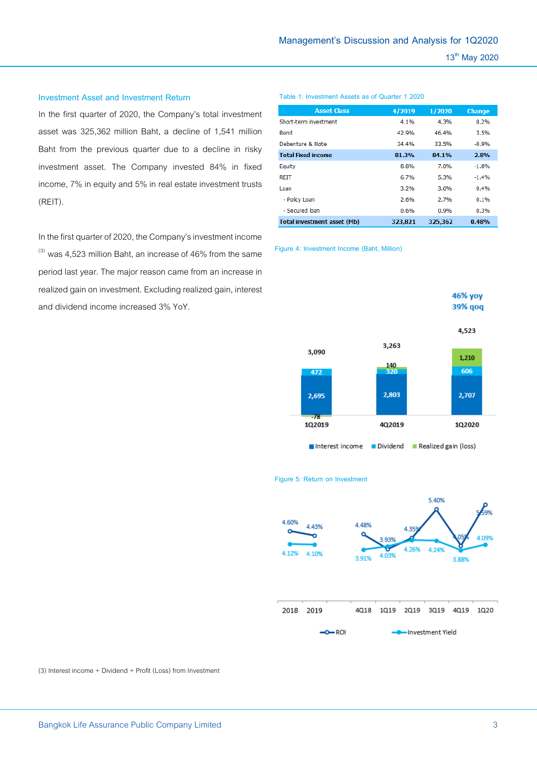## Investment Asset and Investment Return

In the first quarter of 2020, the Company's total investment asset was 325,362 million Baht, a decline of 1,541 million Baht from the previous quarter due to a decline in risky investment asset. The Company invested 84% in fixed income, 7% in equity and 5% in real estate investment trusts (REIT).

In the first quarter of 2020, the Company's investment income [(3)] was 4,523 million Baht, an increase of 46% from the same period last year. The major reason came from an increase in realized gain on investment. Excluding realized gain, interest and dividend income increased 3% YoY.

Table 1: Investment Assets as of Quarter 1 2020

| Asset Class | 4/2019 | 1/2020 | Change |
|---|---|---|---|
| Short-term investment | 4.1% | 4.3% | 0.2% |
| Bond | 42.9% | 46.4% | 3.5% |
| Debenture & Note | 34.4% | 33.5% | -0.9% |
| **Total Fixed income** | **81.3%** | **84.1%** | **2.8%** |
| Equity | 8.8% | 7.0% | -1.8% |
| REIT | 6.7% | 5.3% | -1.4% |
| Loan | 3.2% | 3.6% | 0.4% |
| - Policy Loan | 2.6% | 2.7% | 0.1% |
| - Secured loan | 0.6% | 0.9% | 0.3% |
| **Total investment asset (Mb)** | **323,821** | **325,362** | **0.48%** |

Figure 4: Investment Income (Baht, Million)

46% yoy
39% qoq

| | 1Q2019 | 4Q2019 | 1Q2020 |
|---|---|---|---|
| Interest income | 2,695 | 2,803 | 2,707 |
| Dividend | 472 | 320 | 606 |
| Realized gain (loss) | -78 | 140 | 1,210 |
| Total | 3,090 | 3,263 | 4,523 |

Figure 5: Return on Investment

| | 2018 | 2019 | 4Q18 | 1Q19 | 2Q19 | 3Q19 | 4Q19 | 1Q20 |
|---|---|---|---|---|---|---|---|---|
| ROI | 4.60% | 4.43% | 4.48% | 3.93% | 4.35% | 5.40% | 4.05% | 5.59% |
| Investment Yield | 4.12% | 4.10% | 3.91% | 4.03% | 4.26% | 4.24% | 3.88% | 4.09% |

(3) Interest income + Dividend + Profit (Loss) from Investment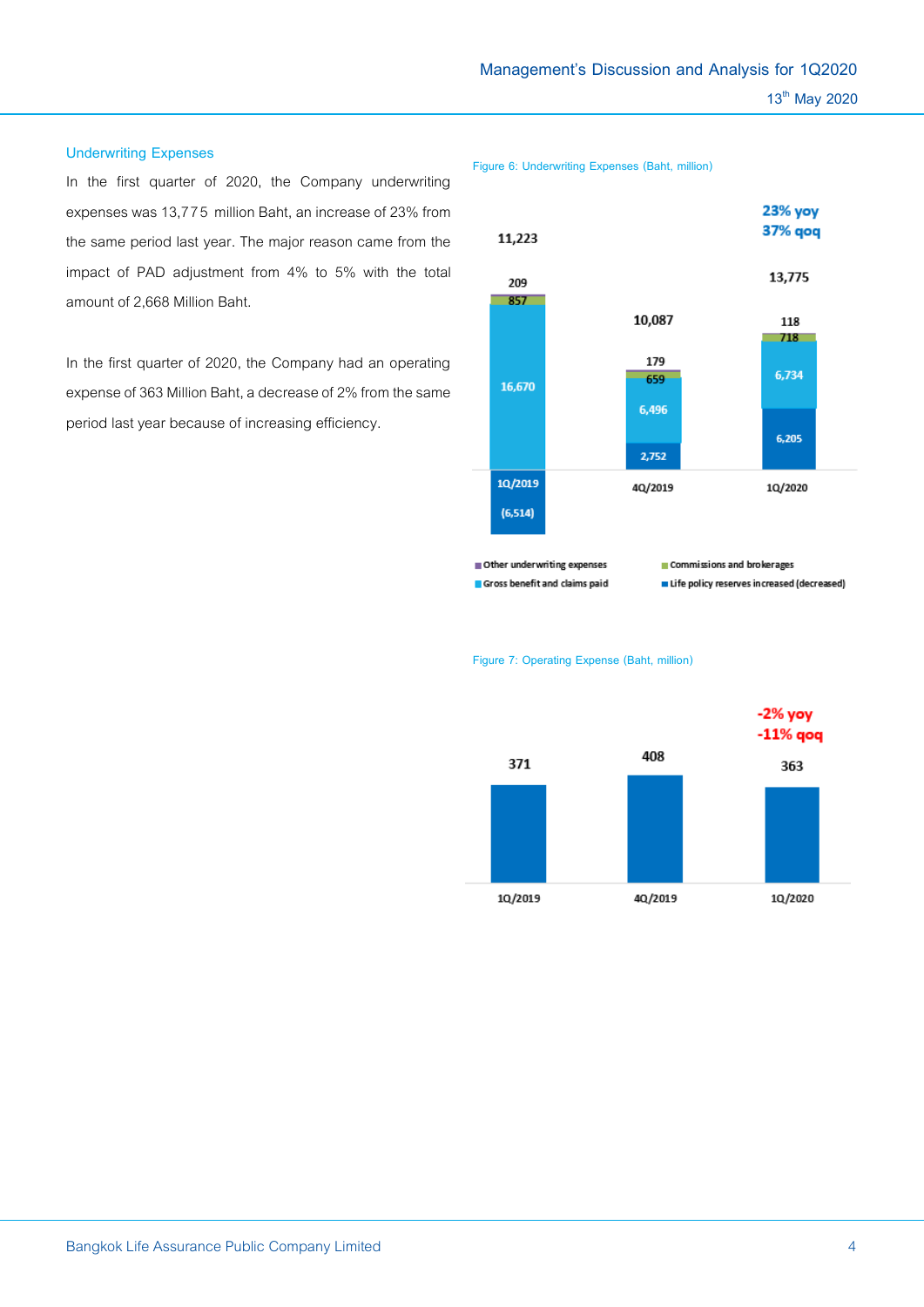## Underwriting Expenses

In the first quarter of 2020, the Company underwriting expenses was 13,775 million Baht, an increase of 23% from the same period last year. The major reason came from the impact of PAD adjustment from 4% to 5% with the total amount of 2,668 Million Baht.

In the first quarter of 2020, the Company had an operating expense of 363 Million Baht, a decrease of 2% from the same period last year because of increasing efficiency.

Figure 6: Underwriting Expenses (Baht, million)

| | 1Q/2019 | 4Q/2019 | 1Q/2020 |
|---|---|---|---|
| Other underwriting expenses | 209 | 179 | 118 |
| Commissions and brokerages | 857 | 659 | 718 |
| Gross benefit and claims paid | 16,670 | 6,496 | 6,734 |
| Life policy reserves increased (decreased) | (6,514) | 2,752 | 6,205 |
| Total | 11,223 | 10,087 | 13,775 |

1Q/2020: 23% yoy, 37% qoq

Figure 7: Operating Expense (Baht, million)

| 1Q/2019 | 4Q/2019 | 1Q/2020 |
|---|---|---|
| 371 | 408 | 363 |

1Q/2020: -2% yoy, -11% qoq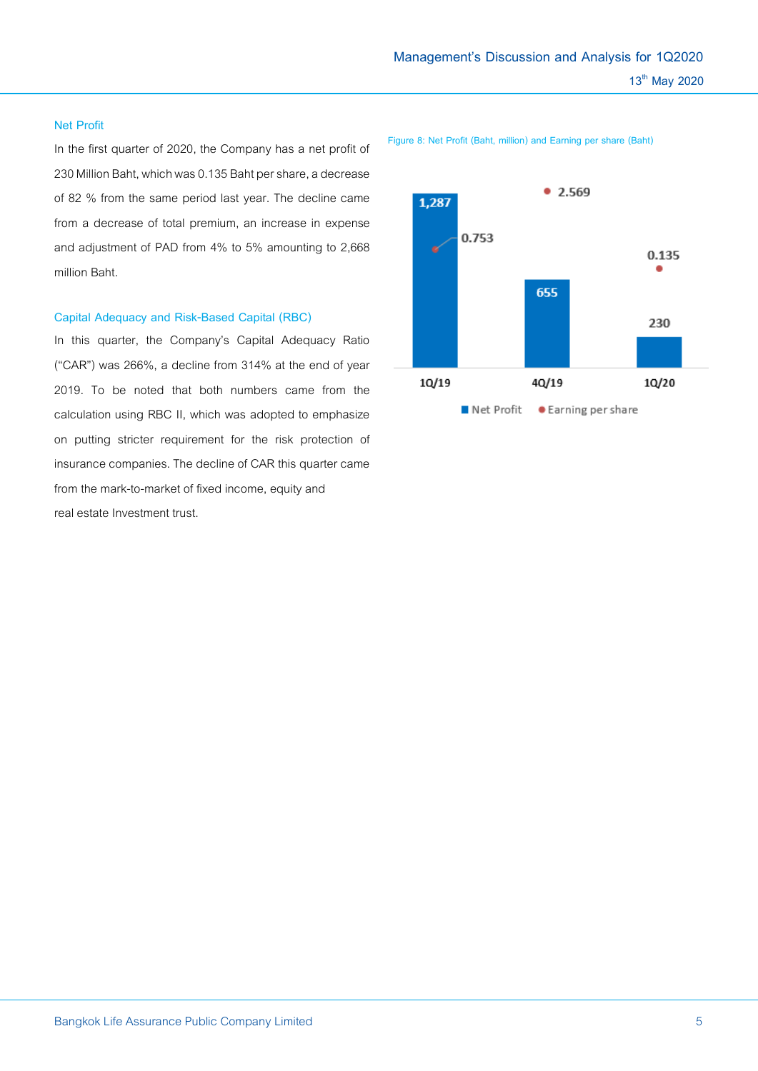## Net Profit

In the first quarter of 2020, the Company has a net profit of 230 Million Baht, which was 0.135 Baht per share, a decrease of 82 % from the same period last year. The decline came from a decrease of total premium, an increase in expense and adjustment of PAD from 4% to 5% amounting to 2,668 million Baht.

Figure 8: Net Profit (Baht, million) and Earning per share (Baht)

| | 1Q/19 | 4Q/19 | 1Q/20 |
|---|---|---|---|
| Net Profit | 1,287 | 655 | 230 |
| Earning per share | 0.753 | 2.569 | 0.135 |

## Capital Adequacy and Risk-Based Capital (RBC)

In this quarter, the Company's Capital Adequacy Ratio ("CAR") was 266%, a decline from 314% at the end of year 2019. To be noted that both numbers came from the calculation using RBC II, which was adopted to emphasize on putting stricter requirement for the risk protection of insurance companies. The decline of CAR this quarter came from the mark-to-market of fixed income, equity and real estate Investment trust.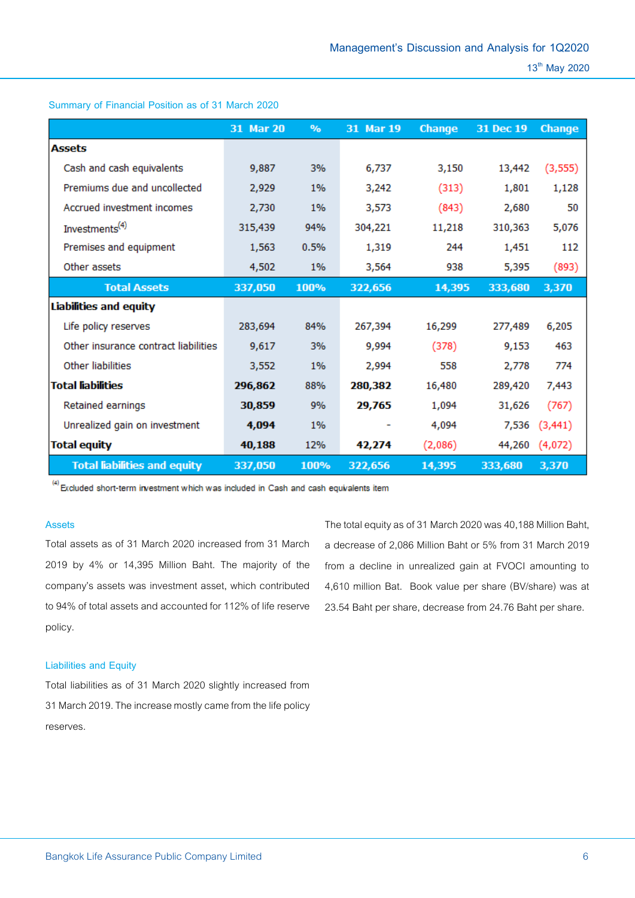## Summary of Financial Position as of 31 March 2020

| | 31 Mar 20 | % | 31 Mar 19 | Change | 31 Dec 19 | Change |
|---|---|---|---|---|---|---|
| **Assets** | | | | | | |
| Cash and cash equivalents | 9,887 | 3% | 6,737 | 3,150 | 13,442 | (3,555) |
| Premiums due and uncollected | 2,929 | 1% | 3,242 | (313) | 1,801 | 1,128 |
| Accrued investment incomes | 2,730 | 1% | 3,573 | (843) | 2,680 | 50 |
| Investments[(4)] | 315,439 | 94% | 304,221 | 11,218 | 310,363 | 5,076 |
| Premises and equipment | 1,563 | 0.5% | 1,319 | 244 | 1,451 | 112 |
| Other assets | 4,502 | 1% | 3,564 | 938 | 5,395 | (893) |
| **Total Assets** | **337,050** | **100%** | **322,656** | **14,395** | **333,680** | **3,370** |
| **Liabilities and equity** | | | | | | |
| Life policy reserves | 283,694 | 84% | 267,394 | 16,299 | 277,489 | 6,205 |
| Other insurance contract liabilities | 9,617 | 3% | 9,994 | (378) | 9,153 | 463 |
| Other liabilities | 3,552 | 1% | 2,994 | 558 | 2,778 | 774 |
| **Total liabilities** | **296,862** | 88% | **280,382** | 16,480 | 289,420 | 7,443 |
| Retained earnings | **30,859** | 9% | **29,765** | 1,094 | 31,626 | (767) |
| Unrealized gain on investment | **4,094** | 1% | - | 4,094 | 7,536 | (3,441) |
| **Total equity** | **40,188** | 12% | **42,274** | (2,086) | 44,260 | (4,072) |
| **Total liabilities and equity** | **337,050** | **100%** | **322,656** | **14,395** | **333,680** | **3,370** |

[(4)] Excluded short-term investment which was included in Cash and cash equivalents item

### Assets

Total assets as of 31 March 2020 increased from 31 March 2019 by 4% or 14,395 Million Baht. The majority of the company's assets was investment asset, which contributed to 94% of total assets and accounted for 112% of life reserve policy.

### Liabilities and Equity

Total liabilities as of 31 March 2020 slightly increased from 31 March 2019. The increase mostly came from the life policy reserves.

The total equity as of 31 March 2020 was 40,188 Million Baht, a decrease of 2,086 Million Baht or 5% from 31 March 2019 from a decline in unrealized gain at FVOCI amounting to 4,610 million Bat. Book value per share (BV/share) was at 23.54 Baht per share, decrease from 24.76 Baht per share.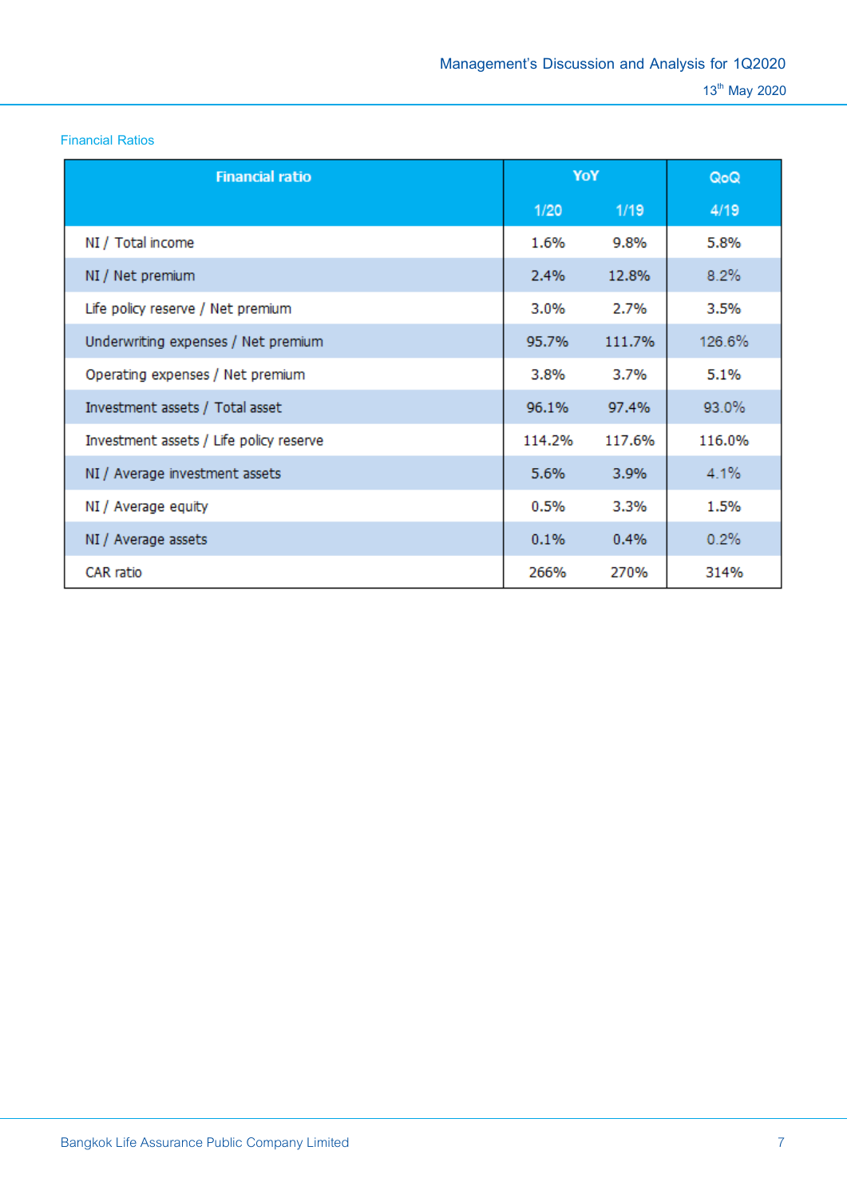Financial Ratios

| Financial ratio | YoY | | QoQ |
|---|---|---|---|
| | 1/20 | 1/19 | 4/19 |
| NI / Total income | 1.6% | 9.8% | 5.8% |
| NI / Net premium | 2.4% | 12.8% | 8.2% |
| Life policy reserve / Net premium | 3.0% | 2.7% | 3.5% |
| Underwriting expenses / Net premium | 95.7% | 111.7% | 126.6% |
| Operating expenses / Net premium | 3.8% | 3.7% | 5.1% |
| Investment assets / Total asset | 96.1% | 97.4% | 93.0% |
| Investment assets / Life policy reserve | 114.2% | 117.6% | 116.0% |
| NI / Average investment assets | 5.6% | 3.9% | 4.1% |
| NI / Average equity | 0.5% | 3.3% | 1.5% |
| NI / Average assets | 0.1% | 0.4% | 0.2% |
| CAR ratio | 266% | 270% | 314% |